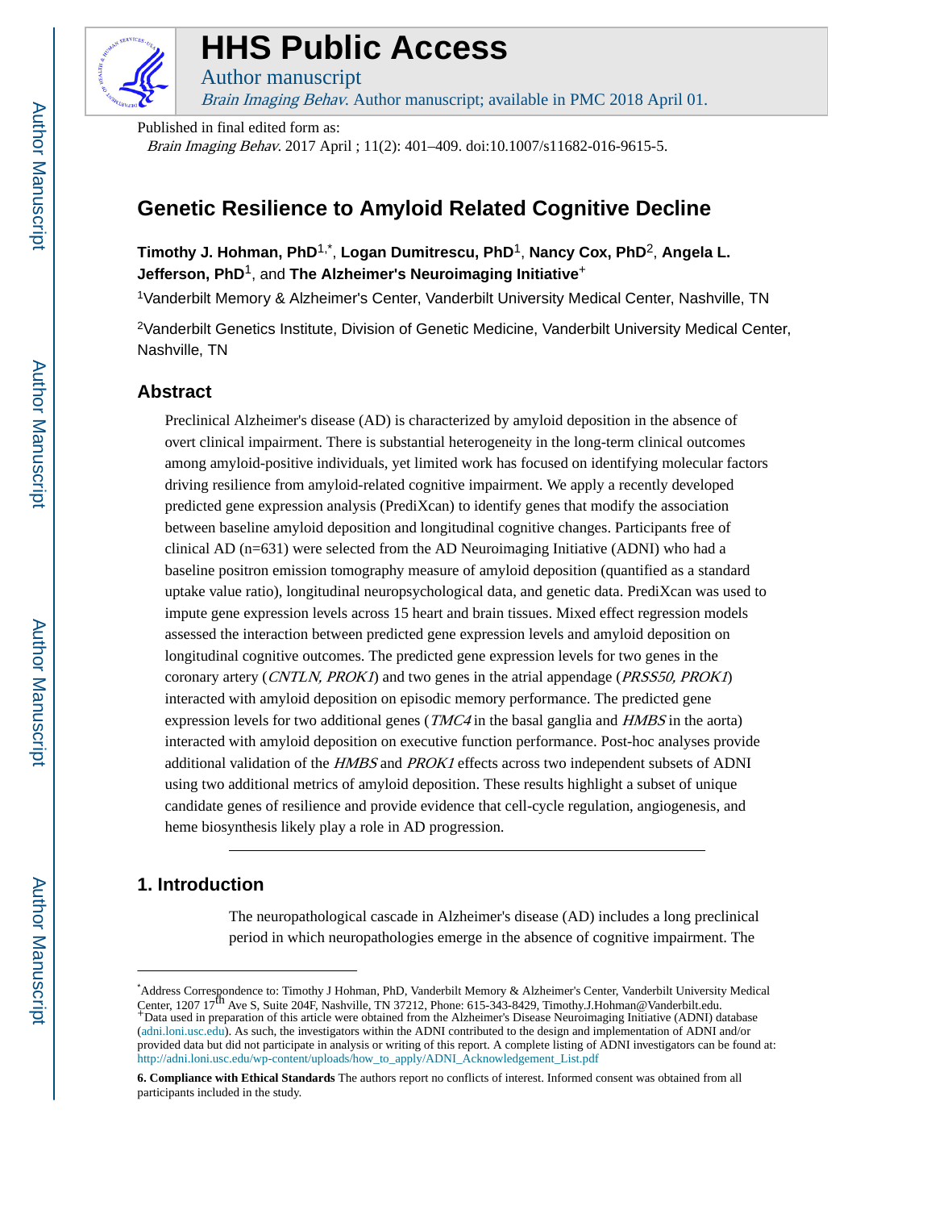# HHS Public Access

Author manuscript

*Brain Imaging Behav.* Author manuscript; available in PMC 2018 April 01.

Published in final edited form as:

*Brain Imaging Behav.* 2017 April ; 11(2): 401–409. doi:10.1007/s11682-016-9615-5.

# Genetic Resilience to Amyloid Related Cognitive Decline

**Timothy J. Hohman, PhD**[1,*], **Logan Dumitrescu, PhD**[1], **Nancy Cox, PhD**[2], **Angela L. Jefferson, PhD**[1], and **The Alzheimer's Neuroimaging Initiative**[+]

[1]Vanderbilt Memory & Alzheimer's Center, Vanderbilt University Medical Center, Nashville, TN

[2]Vanderbilt Genetics Institute, Division of Genetic Medicine, Vanderbilt University Medical Center, Nashville, TN

## Abstract

Preclinical Alzheimer's disease (AD) is characterized by amyloid deposition in the absence of overt clinical impairment. There is substantial heterogeneity in the long-term clinical outcomes among amyloid-positive individuals, yet limited work has focused on identifying molecular factors driving resilience from amyloid-related cognitive impairment. We apply a recently developed predicted gene expression analysis (PrediXcan) to identify genes that modify the association between baseline amyloid deposition and longitudinal cognitive changes. Participants free of clinical AD (n=631) were selected from the AD Neuroimaging Initiative (ADNI) who had a baseline positron emission tomography measure of amyloid deposition (quantified as a standard uptake value ratio), longitudinal neuropsychological data, and genetic data. PrediXcan was used to impute gene expression levels across 15 heart and brain tissues. Mixed effect regression models assessed the interaction between predicted gene expression levels and amyloid deposition on longitudinal cognitive outcomes. The predicted gene expression levels for two genes in the coronary artery (*CNTLN, PROK1*) and two genes in the atrial appendage (*PRSS50, PROK1*) interacted with amyloid deposition on episodic memory performance. The predicted gene expression levels for two additional genes (*TMC4* in the basal ganglia and *HMBS* in the aorta) interacted with amyloid deposition on executive function performance. Post-hoc analyses provide additional validation of the *HMBS* and *PROK1* effects across two independent subsets of ADNI using two additional metrics of amyloid deposition. These results highlight a subset of unique candidate genes of resilience and provide evidence that cell-cycle regulation, angiogenesis, and heme biosynthesis likely play a role in AD progression.

## 1. Introduction

The neuropathological cascade in Alzheimer's disease (AD) includes a long preclinical period in which neuropathologies emerge in the absence of cognitive impairment. The

---

[*]Address Correspondence to: Timothy J Hohman, PhD, Vanderbilt Memory & Alzheimer's Center, Vanderbilt University Medical Center, 1207 17th Ave S, Suite 204F, Nashville, TN 37212, Phone: 615-343-8429, Timothy.J.Hohman@Vanderbilt.edu.

[+]Data used in preparation of this article were obtained from the Alzheimer's Disease Neuroimaging Initiative (ADNI) database (adni.loni.usc.edu). As such, the investigators within the ADNI contributed to the design and implementation of ADNI and/or provided data but did not participate in analysis or writing of this report. A complete listing of ADNI investigators can be found at: http://adni.loni.usc.edu/wp-content/uploads/how_to_apply/ADNI_Acknowledgement_List.pdf

**6. Compliance with Ethical Standards** The authors report no conflicts of interest. Informed consent was obtained from all participants included in the study.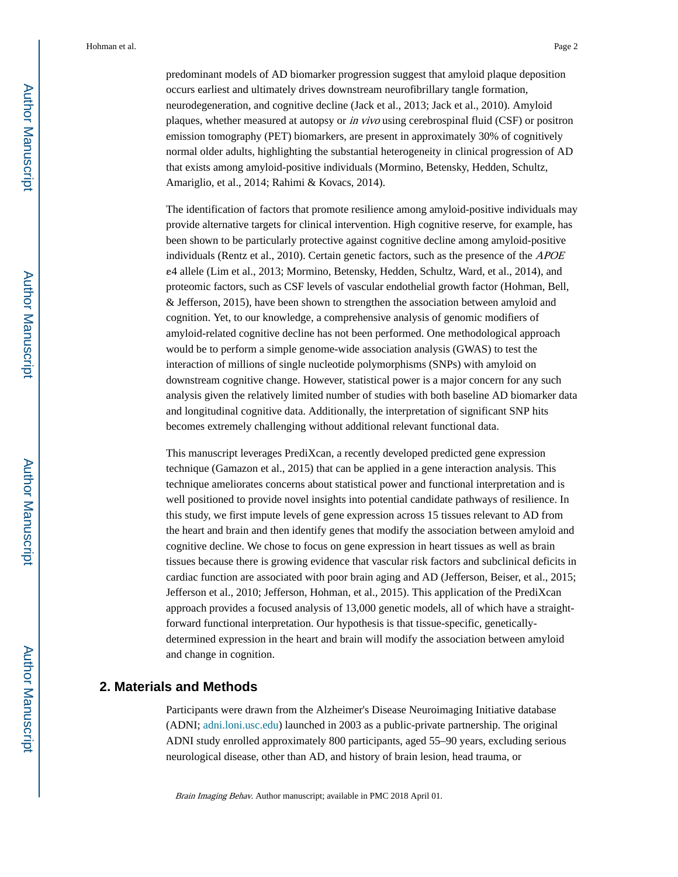predominant models of AD biomarker progression suggest that amyloid plaque deposition occurs earliest and ultimately drives downstream neurofibrillary tangle formation, neurodegeneration, and cognitive decline (Jack et al., 2013; Jack et al., 2010). Amyloid plaques, whether measured at autopsy or *in vivo* using cerebrospinal fluid (CSF) or positron emission tomography (PET) biomarkers, are present in approximately 30% of cognitively normal older adults, highlighting the substantial heterogeneity in clinical progression of AD that exists among amyloid-positive individuals (Mormino, Betensky, Hedden, Schultz, Amariglio, et al., 2014; Rahimi & Kovacs, 2014).

The identification of factors that promote resilience among amyloid-positive individuals may provide alternative targets for clinical intervention. High cognitive reserve, for example, has been shown to be particularly protective against cognitive decline among amyloid-positive individuals (Rentz et al., 2010). Certain genetic factors, such as the presence of the *APOE* ε4 allele (Lim et al., 2013; Mormino, Betensky, Hedden, Schultz, Ward, et al., 2014), and proteomic factors, such as CSF levels of vascular endothelial growth factor (Hohman, Bell, & Jefferson, 2015), have been shown to strengthen the association between amyloid and cognition. Yet, to our knowledge, a comprehensive analysis of genomic modifiers of amyloid-related cognitive decline has not been performed. One methodological approach would be to perform a simple genome-wide association analysis (GWAS) to test the interaction of millions of single nucleotide polymorphisms (SNPs) with amyloid on downstream cognitive change. However, statistical power is a major concern for any such analysis given the relatively limited number of studies with both baseline AD biomarker data and longitudinal cognitive data. Additionally, the interpretation of significant SNP hits becomes extremely challenging without additional relevant functional data.

This manuscript leverages PrediXcan, a recently developed predicted gene expression technique (Gamazon et al., 2015) that can be applied in a gene interaction analysis. This technique ameliorates concerns about statistical power and functional interpretation and is well positioned to provide novel insights into potential candidate pathways of resilience. In this study, we first impute levels of gene expression across 15 tissues relevant to AD from the heart and brain and then identify genes that modify the association between amyloid and cognitive decline. We chose to focus on gene expression in heart tissues as well as brain tissues because there is growing evidence that vascular risk factors and subclinical deficits in cardiac function are associated with poor brain aging and AD (Jefferson, Beiser, et al., 2015; Jefferson et al., 2010; Jefferson, Hohman, et al., 2015). This application of the PrediXcan approach provides a focused analysis of 13,000 genetic models, all of which have a straight-forward functional interpretation. Our hypothesis is that tissue-specific, genetically-determined expression in the heart and brain will modify the association between amyloid and change in cognition.

## 2. Materials and Methods

Participants were drawn from the Alzheimer's Disease Neuroimaging Initiative database (ADNI; adni.loni.usc.edu) launched in 2003 as a public-private partnership. The original ADNI study enrolled approximately 800 participants, aged 55–90 years, excluding serious neurological disease, other than AD, and history of brain lesion, head trauma, or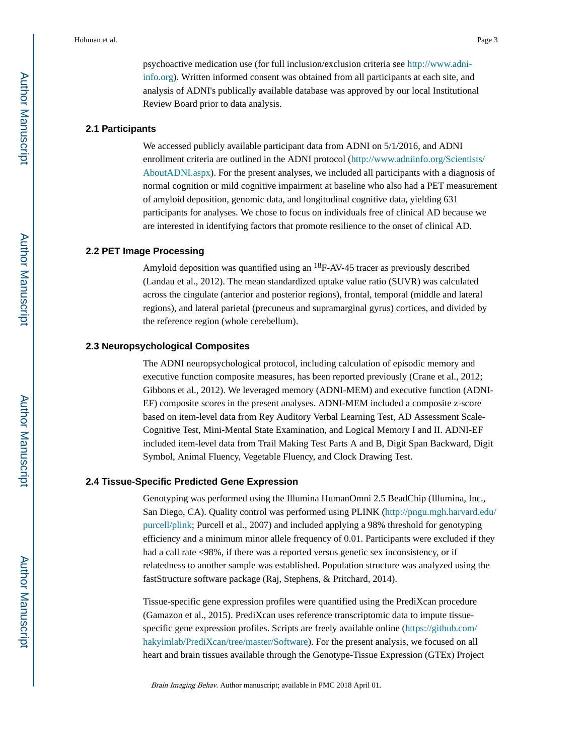psychoactive medication use (for full inclusion/exclusion criteria see http://www.adni-info.org). Written informed consent was obtained from all participants at each site, and analysis of ADNI's publically available database was approved by our local Institutional Review Board prior to data analysis.

### 2.1 Participants

We accessed publicly available participant data from ADNI on 5/1/2016, and ADNI enrollment criteria are outlined in the ADNI protocol (http://www.adniinfo.org/Scientists/AboutADNI.aspx). For the present analyses, we included all participants with a diagnosis of normal cognition or mild cognitive impairment at baseline who also had a PET measurement of amyloid deposition, genomic data, and longitudinal cognitive data, yielding 631 participants for analyses. We chose to focus on individuals free of clinical AD because we are interested in identifying factors that promote resilience to the onset of clinical AD.

### 2.2 PET Image Processing

Amyloid deposition was quantified using an $^{18}$F-AV-45 tracer as previously described (Landau et al., 2012). The mean standardized uptake value ratio (SUVR) was calculated across the cingulate (anterior and posterior regions), frontal, temporal (middle and lateral regions), and lateral parietal (precuneus and supramarginal gyrus) cortices, and divided by the reference region (whole cerebellum).

### 2.3 Neuropsychological Composites

The ADNI neuropsychological protocol, including calculation of episodic memory and executive function composite measures, has been reported previously (Crane et al., 2012; Gibbons et al., 2012). We leveraged memory (ADNI-MEM) and executive function (ADNI-EF) composite scores in the present analyses. ADNI-MEM included a composite z-score based on item-level data from Rey Auditory Verbal Learning Test, AD Assessment Scale-Cognitive Test, Mini-Mental State Examination, and Logical Memory I and II. ADNI-EF included item-level data from Trail Making Test Parts A and B, Digit Span Backward, Digit Symbol, Animal Fluency, Vegetable Fluency, and Clock Drawing Test.

### 2.4 Tissue-Specific Predicted Gene Expression

Genotyping was performed using the Illumina HumanOmni 2.5 BeadChip (Illumina, Inc., San Diego, CA). Quality control was performed using PLINK (http://pngu.mgh.harvard.edu/purcell/plink; Purcell et al., 2007) and included applying a 98% threshold for genotyping efficiency and a minimum minor allele frequency of 0.01. Participants were excluded if they had a call rate <98%, if there was a reported versus genetic sex inconsistency, or if relatedness to another sample was established. Population structure was analyzed using the fastStructure software package (Raj, Stephens, & Pritchard, 2014).

Tissue-specific gene expression profiles were quantified using the PrediXcan procedure (Gamazon et al., 2015). PrediXcan uses reference transcriptomic data to impute tissue-specific gene expression profiles. Scripts are freely available online (https://github.com/hakyimlab/PrediXcan/tree/master/Software). For the present analysis, we focused on all heart and brain tissues available through the Genotype-Tissue Expression (GTEx) Project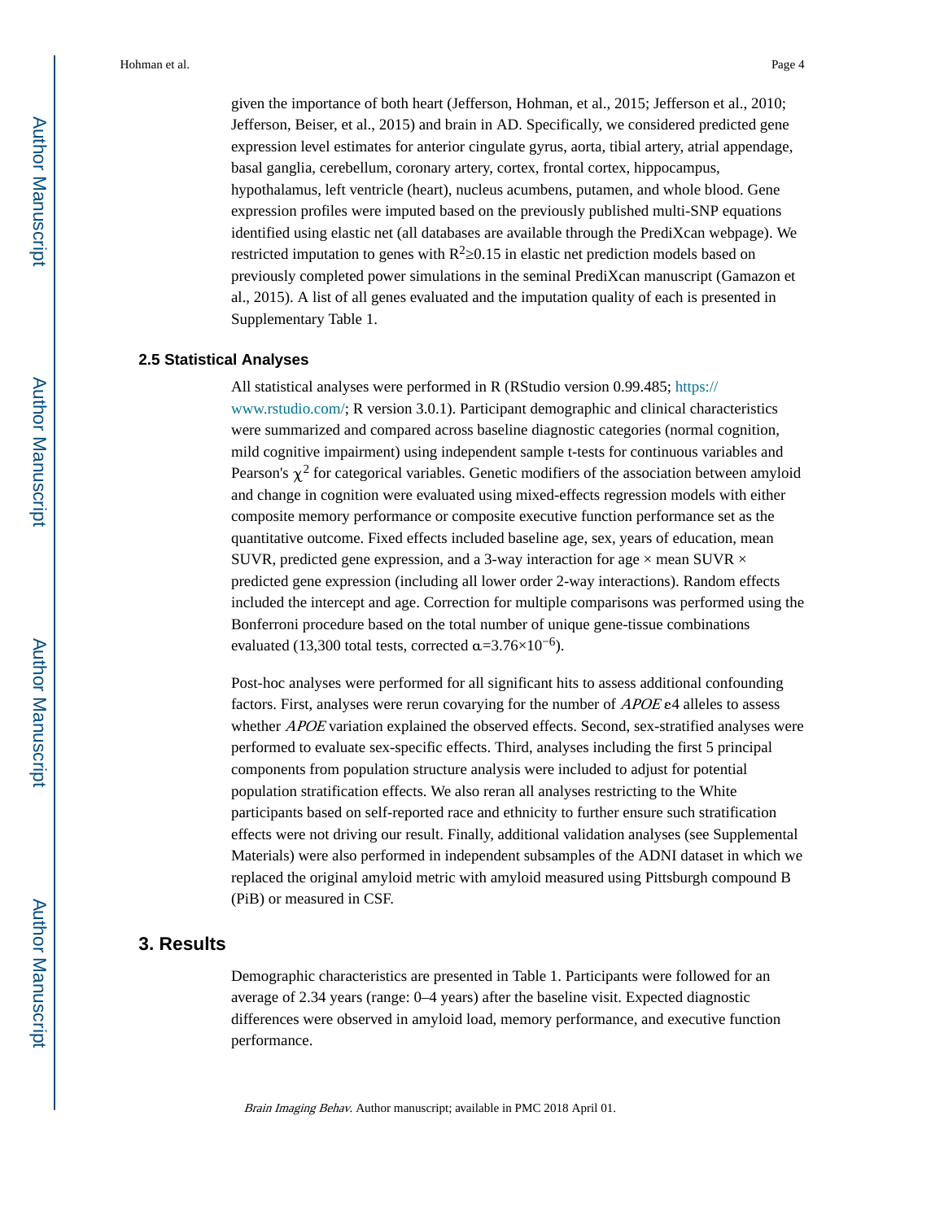given the importance of both heart (Jefferson, Hohman, et al., 2015; Jefferson et al., 2010; Jefferson, Beiser, et al., 2015) and brain in AD. Specifically, we considered predicted gene expression level estimates for anterior cingulate gyrus, aorta, tibial artery, atrial appendage, basal ganglia, cerebellum, coronary artery, cortex, frontal cortex, hippocampus, hypothalamus, left ventricle (heart), nucleus acumbens, putamen, and whole blood. Gene expression profiles were imputed based on the previously published multi-SNP equations identified using elastic net (all databases are available through the PrediXcan webpage). We restricted imputation to genes with $R^2 \geq 0.15$ in elastic net prediction models based on previously completed power simulations in the seminal PrediXcan manuscript (Gamazon et al., 2015). A list of all genes evaluated and the imputation quality of each is presented in Supplementary Table 1.

### 2.5 Statistical Analyses

All statistical analyses were performed in R (RStudio version 0.99.485; https://www.rstudio.com/; R version 3.0.1). Participant demographic and clinical characteristics were summarized and compared across baseline diagnostic categories (normal cognition, mild cognitive impairment) using independent sample t-tests for continuous variables and Pearson's $\chi^2$ for categorical variables. Genetic modifiers of the association between amyloid and change in cognition were evaluated using mixed-effects regression models with either composite memory performance or composite executive function performance set as the quantitative outcome. Fixed effects included baseline age, sex, years of education, mean SUVR, predicted gene expression, and a 3-way interaction for age × mean SUVR × predicted gene expression (including all lower order 2-way interactions). Random effects included the intercept and age. Correction for multiple comparisons was performed using the Bonferroni procedure based on the total number of unique gene-tissue combinations evaluated (13,300 total tests, corrected $\alpha = 3.76 \times 10^{-6}$).

Post-hoc analyses were performed for all significant hits to assess additional confounding factors. First, analyses were rerun covarying for the number of *APOE* ε4 alleles to assess whether *APOE* variation explained the observed effects. Second, sex-stratified analyses were performed to evaluate sex-specific effects. Third, analyses including the first 5 principal components from population structure analysis were included to adjust for potential population stratification effects. We also reran all analyses restricting to the White participants based on self-reported race and ethnicity to further ensure such stratification effects were not driving our result. Finally, additional validation analyses (see Supplemental Materials) were also performed in independent subsamples of the ADNI dataset in which we replaced the original amyloid metric with amyloid measured using Pittsburgh compound B (PiB) or measured in CSF.

## 3. Results

Demographic characteristics are presented in Table 1. Participants were followed for an average of 2.34 years (range: 0–4 years) after the baseline visit. Expected diagnostic differences were observed in amyloid load, memory performance, and executive function performance.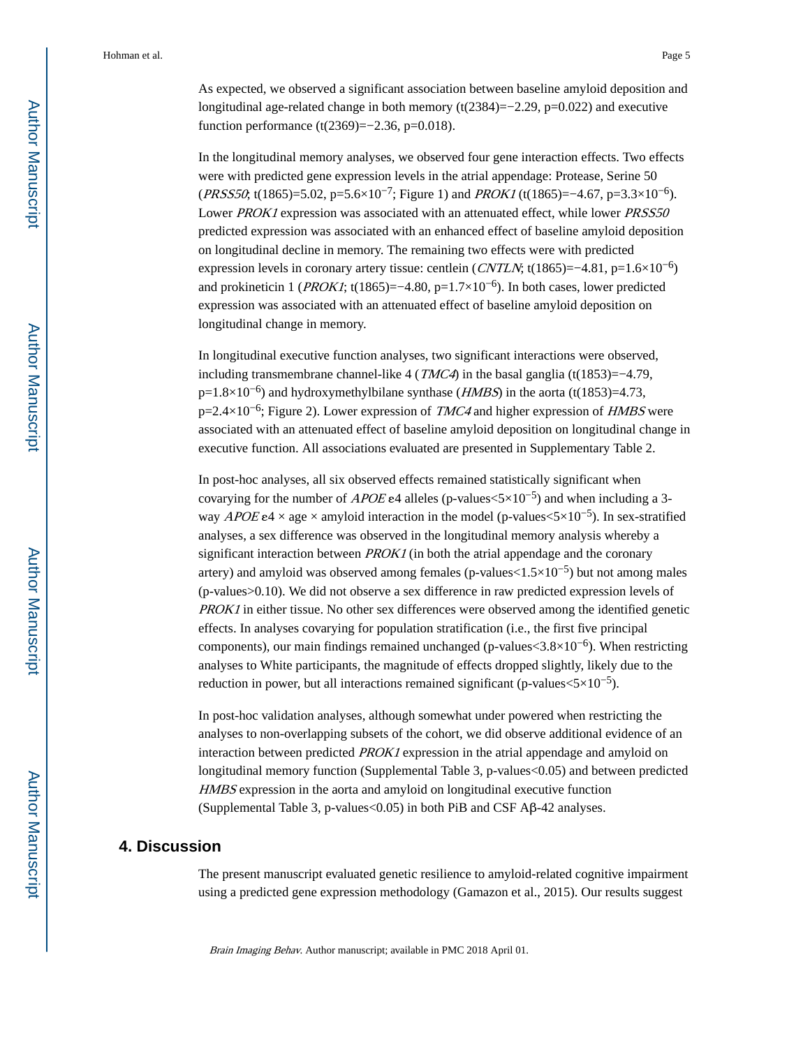As expected, we observed a significant association between baseline amyloid deposition and longitudinal age-related change in both memory ($t(2384)=-2.29$, $p=0.022$) and executive function performance ($t(2369)=-2.36$, $p=0.018$).

In the longitudinal memory analyses, we observed four gene interaction effects. Two effects were with predicted gene expression levels in the atrial appendage: Protease, Serine 50 (*PRSS50*; $t(1865)=5.02$, $p=5.6\times10^{-7}$; Figure 1) and *PROK1* ($t(1865)=-4.67$, $p=3.3\times10^{-6}$). Lower *PROK1* expression was associated with an attenuated effect, while lower *PRSS50* predicted expression was associated with an enhanced effect of baseline amyloid deposition on longitudinal decline in memory. The remaining two effects were with predicted expression levels in coronary artery tissue: centlein (*CNTLN*; $t(1865)=-4.81$, $p=1.6\times10^{-6}$) and prokineticin 1 (*PROK1*; $t(1865)=-4.80$, $p=1.7\times10^{-6}$). In both cases, lower predicted expression was associated with an attenuated effect of baseline amyloid deposition on longitudinal change in memory.

In longitudinal executive function analyses, two significant interactions were observed, including transmembrane channel-like 4 (*TMC4*) in the basal ganglia ($t(1853)=-4.79$, $p=1.8\times10^{-6}$) and hydroxymethylbilane synthase (*HMBS*) in the aorta ($t(1853)=4.73$, $p=2.4\times10^{-6}$; Figure 2). Lower expression of *TMC4* and higher expression of *HMBS* were associated with an attenuated effect of baseline amyloid deposition on longitudinal change in executive function. All associations evaluated are presented in Supplementary Table 2.

In post-hoc analyses, all six observed effects remained statistically significant when covarying for the number of *APOE* ε4 alleles (p-values$<5\times10^{-5}$) and when including a 3-way *APOE* ε4 × age × amyloid interaction in the model (p-values$<5\times10^{-5}$). In sex-stratified analyses, a sex difference was observed in the longitudinal memory analysis whereby a significant interaction between *PROK1* (in both the atrial appendage and the coronary artery) and amyloid was observed among females (p-values$<1.5\times10^{-5}$) but not among males (p-values$>0.10$). We did not observe a sex difference in raw predicted expression levels of *PROK1* in either tissue. No other sex differences were observed among the identified genetic effects. In analyses covarying for population stratification (i.e., the first five principal components), our main findings remained unchanged (p-values$<3.8\times10^{-6}$). When restricting analyses to White participants, the magnitude of effects dropped slightly, likely due to the reduction in power, but all interactions remained significant (p-values$<5\times10^{-5}$).

In post-hoc validation analyses, although somewhat under powered when restricting the analyses to non-overlapping subsets of the cohort, we did observe additional evidence of an interaction between predicted *PROK1* expression in the atrial appendage and amyloid on longitudinal memory function (Supplemental Table 3, p-values$<0.05$) and between predicted *HMBS* expression in the aorta and amyloid on longitudinal executive function (Supplemental Table 3, p-values$<0.05$) in both PiB and CSF Aβ-42 analyses.

## 4. Discussion

The present manuscript evaluated genetic resilience to amyloid-related cognitive impairment using a predicted gene expression methodology (Gamazon et al., 2015). Our results suggest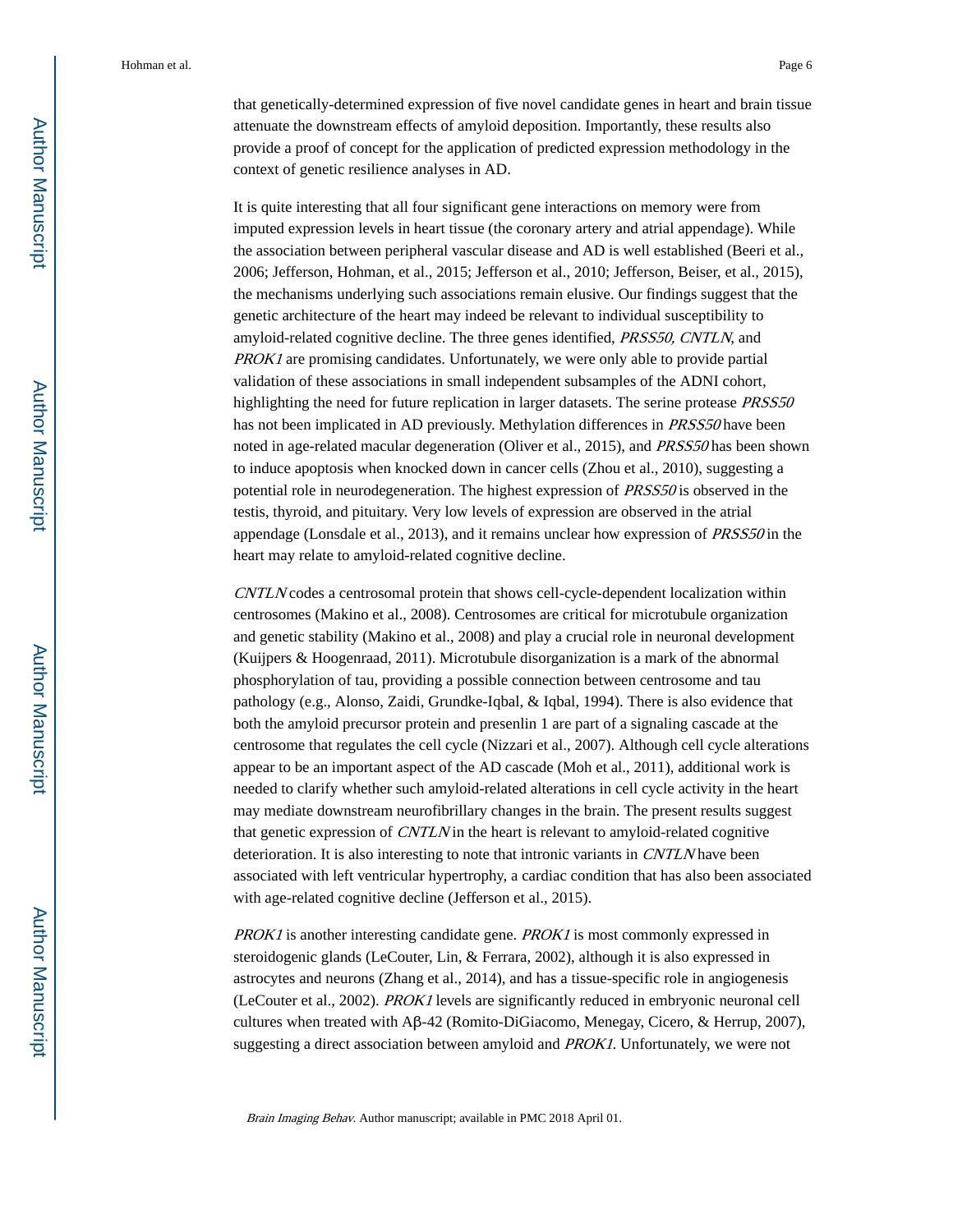that genetically-determined expression of five novel candidate genes in heart and brain tissue attenuate the downstream effects of amyloid deposition. Importantly, these results also provide a proof of concept for the application of predicted expression methodology in the context of genetic resilience analyses in AD.

It is quite interesting that all four significant gene interactions on memory were from imputed expression levels in heart tissue (the coronary artery and atrial appendage). While the association between peripheral vascular disease and AD is well established (Beeri et al., 2006; Jefferson, Hohman, et al., 2015; Jefferson et al., 2010; Jefferson, Beiser, et al., 2015), the mechanisms underlying such associations remain elusive. Our findings suggest that the genetic architecture of the heart may indeed be relevant to individual susceptibility to amyloid-related cognitive decline. The three genes identified, *PRSS50, CNTLN*, and *PROK1* are promising candidates. Unfortunately, we were only able to provide partial validation of these associations in small independent subsamples of the ADNI cohort, highlighting the need for future replication in larger datasets. The serine protease *PRSS50* has not been implicated in AD previously. Methylation differences in *PRSS50* have been noted in age-related macular degeneration (Oliver et al., 2015), and *PRSS50* has been shown to induce apoptosis when knocked down in cancer cells (Zhou et al., 2010), suggesting a potential role in neurodegeneration. The highest expression of *PRSS50* is observed in the testis, thyroid, and pituitary. Very low levels of expression are observed in the atrial appendage (Lonsdale et al., 2013), and it remains unclear how expression of *PRSS50* in the heart may relate to amyloid-related cognitive decline.

*CNTLN* codes a centrosomal protein that shows cell-cycle-dependent localization within centrosomes (Makino et al., 2008). Centrosomes are critical for microtubule organization and genetic stability (Makino et al., 2008) and play a crucial role in neuronal development (Kuijpers & Hoogenraad, 2011). Microtubule disorganization is a mark of the abnormal phosphorylation of tau, providing a possible connection between centrosome and tau pathology (e.g., Alonso, Zaidi, Grundke-Iqbal, & Iqbal, 1994). There is also evidence that both the amyloid precursor protein and presenlin 1 are part of a signaling cascade at the centrosome that regulates the cell cycle (Nizzari et al., 2007). Although cell cycle alterations appear to be an important aspect of the AD cascade (Moh et al., 2011), additional work is needed to clarify whether such amyloid-related alterations in cell cycle activity in the heart may mediate downstream neurofibrillary changes in the brain. The present results suggest that genetic expression of *CNTLN* in the heart is relevant to amyloid-related cognitive deterioration. It is also interesting to note that intronic variants in *CNTLN* have been associated with left ventricular hypertrophy, a cardiac condition that has also been associated with age-related cognitive decline (Jefferson et al., 2015).

*PROK1* is another interesting candidate gene. *PROK1* is most commonly expressed in steroidogenic glands (LeCouter, Lin, & Ferrara, 2002), although it is also expressed in astrocytes and neurons (Zhang et al., 2014), and has a tissue-specific role in angiogenesis (LeCouter et al., 2002). *PROK1* levels are significantly reduced in embryonic neuronal cell cultures when treated with Aβ-42 (Romito-DiGiacomo, Menegay, Cicero, & Herrup, 2007), suggesting a direct association between amyloid and *PROK1*. Unfortunately, we were not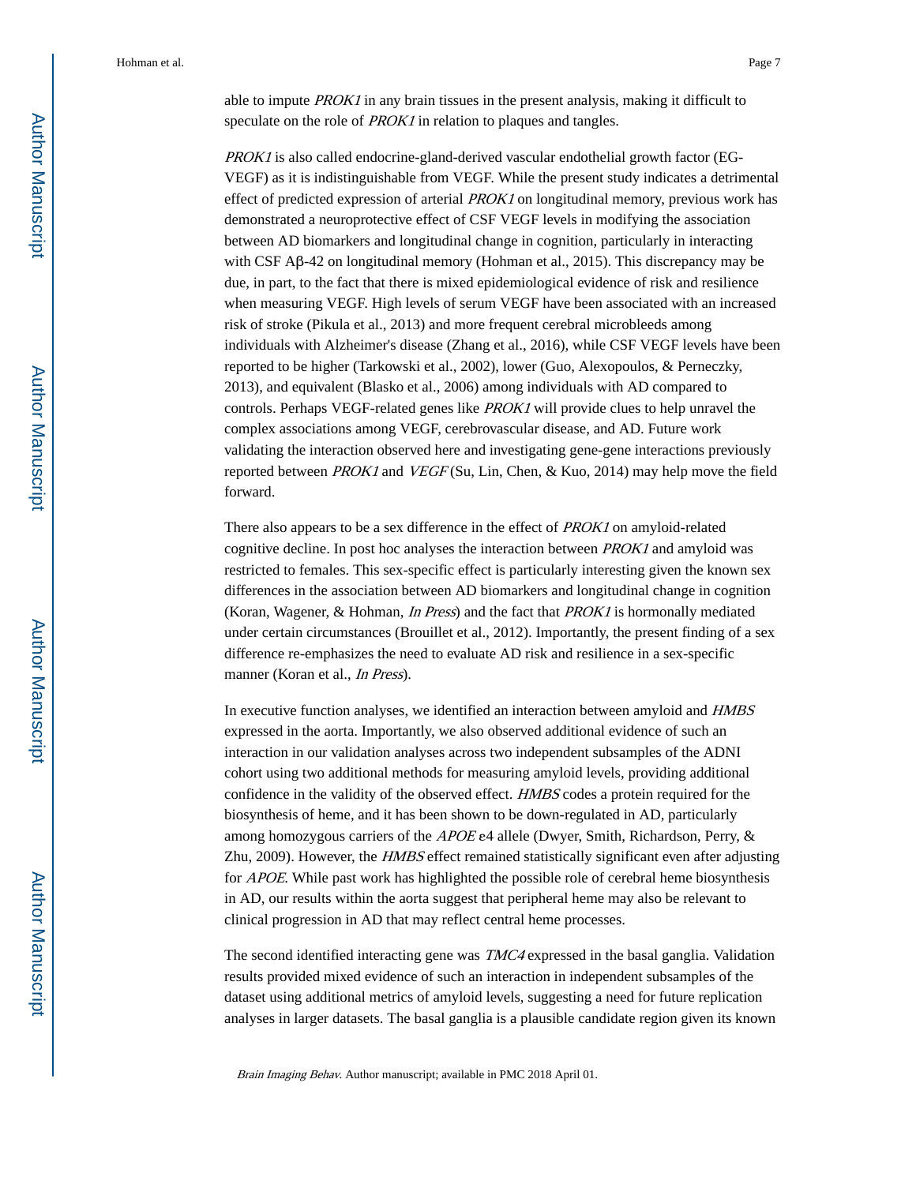able to impute *PROK1* in any brain tissues in the present analysis, making it difficult to speculate on the role of *PROK1* in relation to plaques and tangles.

*PROK1* is also called endocrine-gland-derived vascular endothelial growth factor (EG-VEGF) as it is indistinguishable from VEGF. While the present study indicates a detrimental effect of predicted expression of arterial *PROK1* on longitudinal memory, previous work has demonstrated a neuroprotective effect of CSF VEGF levels in modifying the association between AD biomarkers and longitudinal change in cognition, particularly in interacting with CSF Aβ-42 on longitudinal memory (Hohman et al., 2015). This discrepancy may be due, in part, to the fact that there is mixed epidemiological evidence of risk and resilience when measuring VEGF. High levels of serum VEGF have been associated with an increased risk of stroke (Pikula et al., 2013) and more frequent cerebral microbleeds among individuals with Alzheimer's disease (Zhang et al., 2016), while CSF VEGF levels have been reported to be higher (Tarkowski et al., 2002), lower (Guo, Alexopoulos, & Perneczky, 2013), and equivalent (Blasko et al., 2006) among individuals with AD compared to controls. Perhaps VEGF-related genes like *PROK1* will provide clues to help unravel the complex associations among VEGF, cerebrovascular disease, and AD. Future work validating the interaction observed here and investigating gene-gene interactions previously reported between *PROK1* and *VEGF* (Su, Lin, Chen, & Kuo, 2014) may help move the field forward.

There also appears to be a sex difference in the effect of *PROK1* on amyloid-related cognitive decline. In post hoc analyses the interaction between *PROK1* and amyloid was restricted to females. This sex-specific effect is particularly interesting given the known sex differences in the association between AD biomarkers and longitudinal change in cognition (Koran, Wagener, & Hohman, *In Press*) and the fact that *PROK1* is hormonally mediated under certain circumstances (Brouillet et al., 2012). Importantly, the present finding of a sex difference re-emphasizes the need to evaluate AD risk and resilience in a sex-specific manner (Koran et al., *In Press*).

In executive function analyses, we identified an interaction between amyloid and *HMBS* expressed in the aorta. Importantly, we also observed additional evidence of such an interaction in our validation analyses across two independent subsamples of the ADNI cohort using two additional methods for measuring amyloid levels, providing additional confidence in the validity of the observed effect. *HMBS* codes a protein required for the biosynthesis of heme, and it has been shown to be down-regulated in AD, particularly among homozygous carriers of the *APOE* ε4 allele (Dwyer, Smith, Richardson, Perry, & Zhu, 2009). However, the *HMBS* effect remained statistically significant even after adjusting for *APOE*. While past work has highlighted the possible role of cerebral heme biosynthesis in AD, our results within the aorta suggest that peripheral heme may also be relevant to clinical progression in AD that may reflect central heme processes.

The second identified interacting gene was *TMC4* expressed in the basal ganglia. Validation results provided mixed evidence of such an interaction in independent subsamples of the dataset using additional metrics of amyloid levels, suggesting a need for future replication analyses in larger datasets. The basal ganglia is a plausible candidate region given its known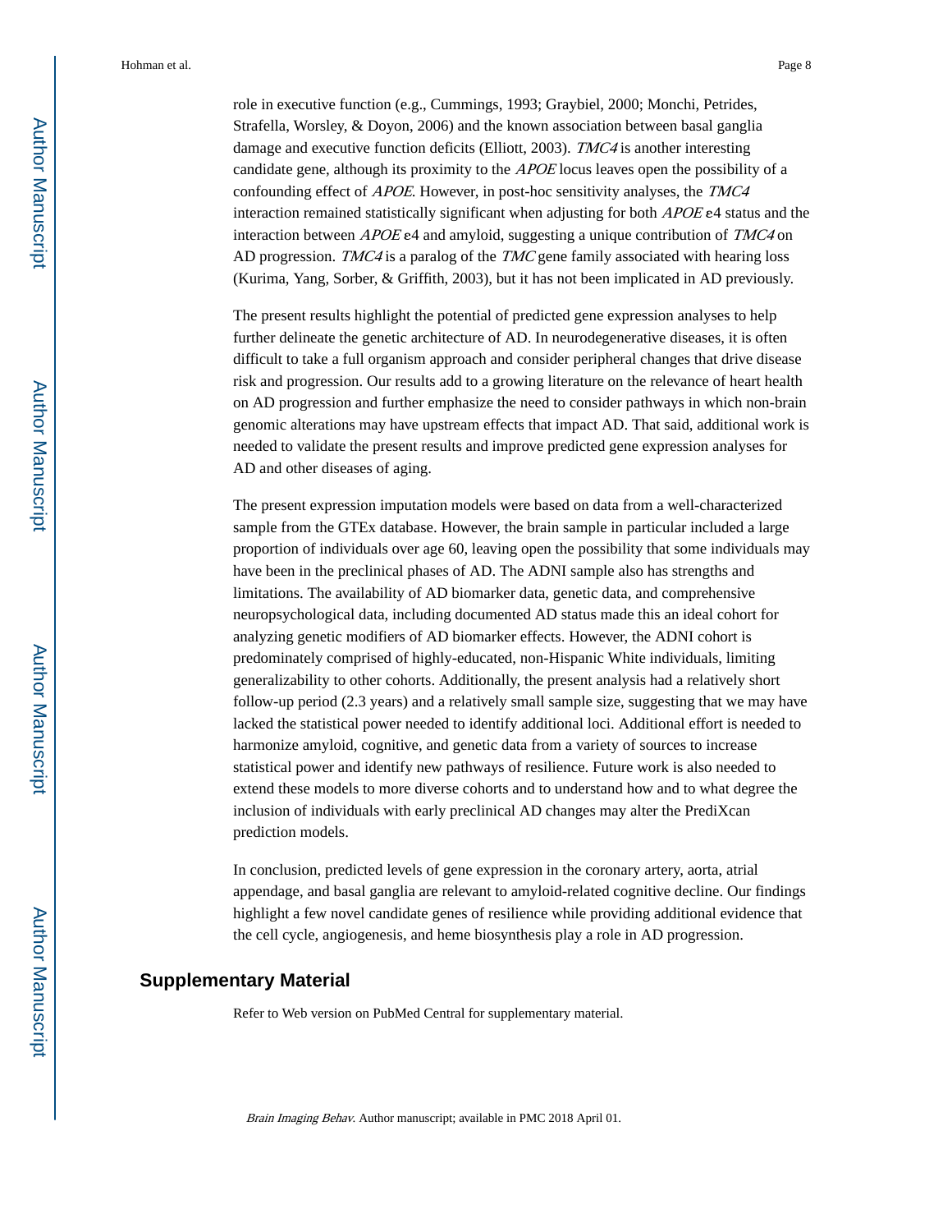role in executive function (e.g., Cummings, 1993; Graybiel, 2000; Monchi, Petrides, Strafella, Worsley, & Doyon, 2006) and the known association between basal ganglia damage and executive function deficits (Elliott, 2003). *TMC4* is another interesting candidate gene, although its proximity to the *APOE* locus leaves open the possibility of a confounding effect of *APOE*. However, in post-hoc sensitivity analyses, the *TMC4* interaction remained statistically significant when adjusting for both *APOE* ε4 status and the interaction between *APOE* ε4 and amyloid, suggesting a unique contribution of *TMC4* on AD progression. *TMC4* is a paralog of the *TMC* gene family associated with hearing loss (Kurima, Yang, Sorber, & Griffith, 2003), but it has not been implicated in AD previously.

The present results highlight the potential of predicted gene expression analyses to help further delineate the genetic architecture of AD. In neurodegenerative diseases, it is often difficult to take a full organism approach and consider peripheral changes that drive disease risk and progression. Our results add to a growing literature on the relevance of heart health on AD progression and further emphasize the need to consider pathways in which non-brain genomic alterations may have upstream effects that impact AD. That said, additional work is needed to validate the present results and improve predicted gene expression analyses for AD and other diseases of aging.

The present expression imputation models were based on data from a well-characterized sample from the GTEx database. However, the brain sample in particular included a large proportion of individuals over age 60, leaving open the possibility that some individuals may have been in the preclinical phases of AD. The ADNI sample also has strengths and limitations. The availability of AD biomarker data, genetic data, and comprehensive neuropsychological data, including documented AD status made this an ideal cohort for analyzing genetic modifiers of AD biomarker effects. However, the ADNI cohort is predominately comprised of highly-educated, non-Hispanic White individuals, limiting generalizability to other cohorts. Additionally, the present analysis had a relatively short follow-up period (2.3 years) and a relatively small sample size, suggesting that we may have lacked the statistical power needed to identify additional loci. Additional effort is needed to harmonize amyloid, cognitive, and genetic data from a variety of sources to increase statistical power and identify new pathways of resilience. Future work is also needed to extend these models to more diverse cohorts and to understand how and to what degree the inclusion of individuals with early preclinical AD changes may alter the PrediXcan prediction models.

In conclusion, predicted levels of gene expression in the coronary artery, aorta, atrial appendage, and basal ganglia are relevant to amyloid-related cognitive decline. Our findings highlight a few novel candidate genes of resilience while providing additional evidence that the cell cycle, angiogenesis, and heme biosynthesis play a role in AD progression.

## Supplementary Material

Refer to Web version on PubMed Central for supplementary material.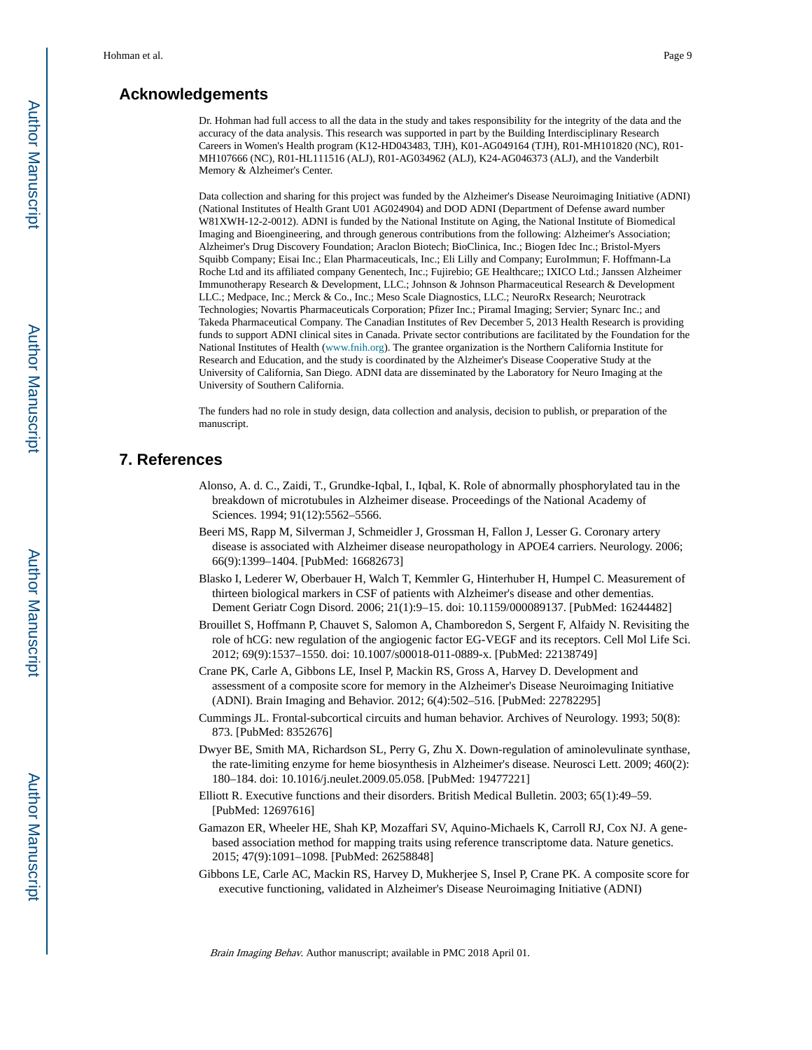## Acknowledgements

Dr. Hohman had full access to all the data in the study and takes responsibility for the integrity of the data and the accuracy of the data analysis. This research was supported in part by the Building Interdisciplinary Research Careers in Women's Health program (K12-HD043483, TJH), K01-AG049164 (TJH), R01-MH101820 (NC), R01-MH107666 (NC), R01-HL111516 (ALJ), R01-AG034962 (ALJ), K24-AG046373 (ALJ), and the Vanderbilt Memory & Alzheimer's Center.

Data collection and sharing for this project was funded by the Alzheimer's Disease Neuroimaging Initiative (ADNI) (National Institutes of Health Grant U01 AG024904) and DOD ADNI (Department of Defense award number W81XWH-12-2-0012). ADNI is funded by the National Institute on Aging, the National Institute of Biomedical Imaging and Bioengineering, and through generous contributions from the following: Alzheimer's Association; Alzheimer's Drug Discovery Foundation; Araclon Biotech; BioClinica, Inc.; Biogen Idec Inc.; Bristol-Myers Squibb Company; Eisai Inc.; Elan Pharmaceuticals, Inc.; Eli Lilly and Company; EuroImmun; F. Hoffmann-La Roche Ltd and its affiliated company Genentech, Inc.; Fujirebio; GE Healthcare;; IXICO Ltd.; Janssen Alzheimer Immunotherapy Research & Development, LLC.; Johnson & Johnson Pharmaceutical Research & Development LLC.; Medpace, Inc.; Merck & Co., Inc.; Meso Scale Diagnostics, LLC.; NeuroRx Research; Neurotrack Technologies; Novartis Pharmaceuticals Corporation; Pfizer Inc.; Piramal Imaging; Servier; Synarc Inc.; and Takeda Pharmaceutical Company. The Canadian Institutes of Rev December 5, 2013 Health Research is providing funds to support ADNI clinical sites in Canada. Private sector contributions are facilitated by the Foundation for the National Institutes of Health (www.fnih.org). The grantee organization is the Northern California Institute for Research and Education, and the study is coordinated by the Alzheimer's Disease Cooperative Study at the University of California, San Diego. ADNI data are disseminated by the Laboratory for Neuro Imaging at the University of Southern California.

The funders had no role in study design, data collection and analysis, decision to publish, or preparation of the manuscript.

## 7. References

Alonso, A. d. C., Zaidi, T., Grundke-Iqbal, I., Iqbal, K. Role of abnormally phosphorylated tau in the breakdown of microtubules in Alzheimer disease. Proceedings of the National Academy of Sciences. 1994; 91(12):5562–5566.

Beeri MS, Rapp M, Silverman J, Schmeidler J, Grossman H, Fallon J, Lesser G. Coronary artery disease is associated with Alzheimer disease neuropathology in APOE4 carriers. Neurology. 2006; 66(9):1399–1404. [PubMed: 16682673]

Blasko I, Lederer W, Oberbauer H, Walch T, Kemmler G, Hinterhuber H, Humpel C. Measurement of thirteen biological markers in CSF of patients with Alzheimer's disease and other dementias. Dement Geriatr Cogn Disord. 2006; 21(1):9–15. doi: 10.1159/000089137. [PubMed: 16244482]

Brouillet S, Hoffmann P, Chauvet S, Salomon A, Chamboredon S, Sergent F, Alfaidy N. Revisiting the role of hCG: new regulation of the angiogenic factor EG-VEGF and its receptors. Cell Mol Life Sci. 2012; 69(9):1537–1550. doi: 10.1007/s00018-011-0889-x. [PubMed: 22138749]

Crane PK, Carle A, Gibbons LE, Insel P, Mackin RS, Gross A, Harvey D. Development and assessment of a composite score for memory in the Alzheimer's Disease Neuroimaging Initiative (ADNI). Brain Imaging and Behavior. 2012; 6(4):502–516. [PubMed: 22782295]

Cummings JL. Frontal-subcortical circuits and human behavior. Archives of Neurology. 1993; 50(8): 873. [PubMed: 8352676]

Dwyer BE, Smith MA, Richardson SL, Perry G, Zhu X. Down-regulation of aminolevulinate synthase, the rate-limiting enzyme for heme biosynthesis in Alzheimer's disease. Neurosci Lett. 2009; 460(2): 180–184. doi: 10.1016/j.neulet.2009.05.058. [PubMed: 19477221]

Elliott R. Executive functions and their disorders. British Medical Bulletin. 2003; 65(1):49–59. [PubMed: 12697616]

Gamazon ER, Wheeler HE, Shah KP, Mozaffari SV, Aquino-Michaels K, Carroll RJ, Cox NJ. A gene-based association method for mapping traits using reference transcriptome data. Nature genetics. 2015; 47(9):1091–1098. [PubMed: 26258848]

Gibbons LE, Carle AC, Mackin RS, Harvey D, Mukherjee S, Insel P, Crane PK. A composite score for executive functioning, validated in Alzheimer's Disease Neuroimaging Initiative (ADNI)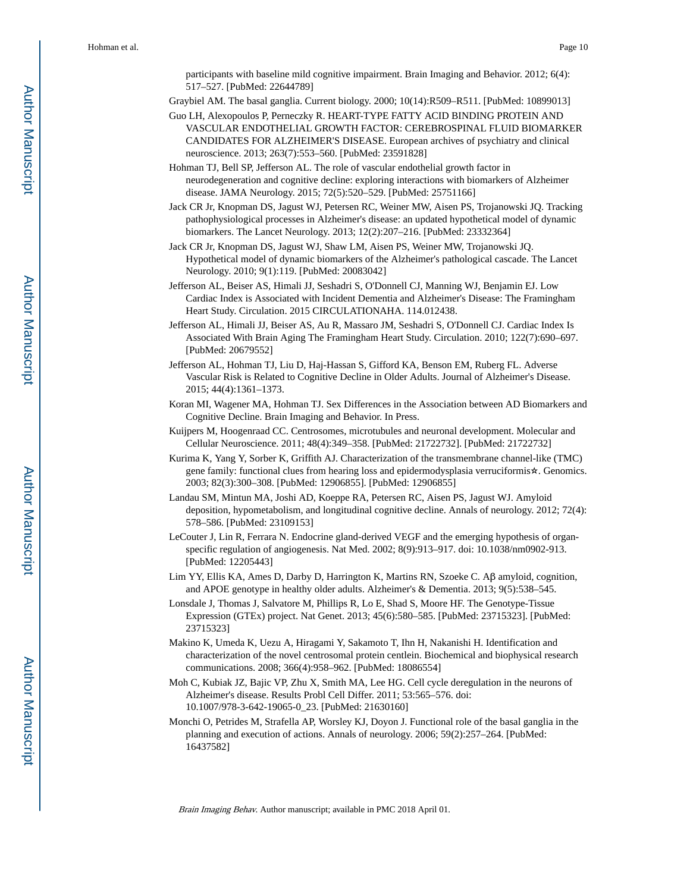participants with baseline mild cognitive impairment. Brain Imaging and Behavior. 2012; 6(4): 517–527. [PubMed: 22644789]

Graybiel AM. The basal ganglia. Current biology. 2000; 10(14):R509–R511. [PubMed: 10899013]

Guo LH, Alexopoulos P, Perneczky R. HEART-TYPE FATTY ACID BINDING PROTEIN AND VASCULAR ENDOTHELIAL GROWTH FACTOR: CEREBROSPINAL FLUID BIOMARKER CANDIDATES FOR ALZHEIMER'S DISEASE. European archives of psychiatry and clinical neuroscience. 2013; 263(7):553–560. [PubMed: 23591828]

Hohman TJ, Bell SP, Jefferson AL. The role of vascular endothelial growth factor in neurodegeneration and cognitive decline: exploring interactions with biomarkers of Alzheimer disease. JAMA Neurology. 2015; 72(5):520–529. [PubMed: 25751166]

Jack CR Jr, Knopman DS, Jagust WJ, Petersen RC, Weiner MW, Aisen PS, Trojanowski JQ. Tracking pathophysiological processes in Alzheimer's disease: an updated hypothetical model of dynamic biomarkers. The Lancet Neurology. 2013; 12(2):207–216. [PubMed: 23332364]

Jack CR Jr, Knopman DS, Jagust WJ, Shaw LM, Aisen PS, Weiner MW, Trojanowski JQ. Hypothetical model of dynamic biomarkers of the Alzheimer's pathological cascade. The Lancet Neurology. 2010; 9(1):119. [PubMed: 20083042]

Jefferson AL, Beiser AS, Himali JJ, Seshadri S, O'Donnell CJ, Manning WJ, Benjamin EJ. Low Cardiac Index is Associated with Incident Dementia and Alzheimer's Disease: The Framingham Heart Study. Circulation. 2015 CIRCULATIONAHA. 114.012438.

Jefferson AL, Himali JJ, Beiser AS, Au R, Massaro JM, Seshadri S, O'Donnell CJ. Cardiac Index Is Associated With Brain Aging The Framingham Heart Study. Circulation. 2010; 122(7):690–697. [PubMed: 20679552]

Jefferson AL, Hohman TJ, Liu D, Haj-Hassan S, Gifford KA, Benson EM, Ruberg FL. Adverse Vascular Risk is Related to Cognitive Decline in Older Adults. Journal of Alzheimer's Disease. 2015; 44(4):1361–1373.

Koran MI, Wagener MA, Hohman TJ. Sex Differences in the Association between AD Biomarkers and Cognitive Decline. Brain Imaging and Behavior. In Press.

Kuijpers M, Hoogenraad CC. Centrosomes, microtubules and neuronal development. Molecular and Cellular Neuroscience. 2011; 48(4):349–358. [PubMed: 21722732]. [PubMed: 21722732]

Kurima K, Yang Y, Sorber K, Griffith AJ. Characterization of the transmembrane channel-like (TMC) gene family: functional clues from hearing loss and epidermodysplasia verruciformis☆. Genomics. 2003; 82(3):300–308. [PubMed: 12906855]. [PubMed: 12906855]

Landau SM, Mintun MA, Joshi AD, Koeppe RA, Petersen RC, Aisen PS, Jagust WJ. Amyloid deposition, hypometabolism, and longitudinal cognitive decline. Annals of neurology. 2012; 72(4): 578–586. [PubMed: 23109153]

LeCouter J, Lin R, Ferrara N. Endocrine gland-derived VEGF and the emerging hypothesis of organ-specific regulation of angiogenesis. Nat Med. 2002; 8(9):913–917. doi: 10.1038/nm0902-913. [PubMed: 12205443]

Lim YY, Ellis KA, Ames D, Darby D, Harrington K, Martins RN, Szoeke C. Aβ amyloid, cognition, and APOE genotype in healthy older adults. Alzheimer's & Dementia. 2013; 9(5):538–545.

Lonsdale J, Thomas J, Salvatore M, Phillips R, Lo E, Shad S, Moore HF. The Genotype-Tissue Expression (GTEx) project. Nat Genet. 2013; 45(6):580–585. [PubMed: 23715323]. [PubMed: 23715323]

Makino K, Umeda K, Uezu A, Hiragami Y, Sakamoto T, Ihn H, Nakanishi H. Identification and characterization of the novel centrosomal protein centlein. Biochemical and biophysical research communications. 2008; 366(4):958–962. [PubMed: 18086554]

Moh C, Kubiak JZ, Bajic VP, Zhu X, Smith MA, Lee HG. Cell cycle deregulation in the neurons of Alzheimer's disease. Results Probl Cell Differ. 2011; 53:565–576. doi: 10.1007/978-3-642-19065-0_23. [PubMed: 21630160]

Monchi O, Petrides M, Strafella AP, Worsley KJ, Doyon J. Functional role of the basal ganglia in the planning and execution of actions. Annals of neurology. 2006; 59(2):257–264. [PubMed: 16437582]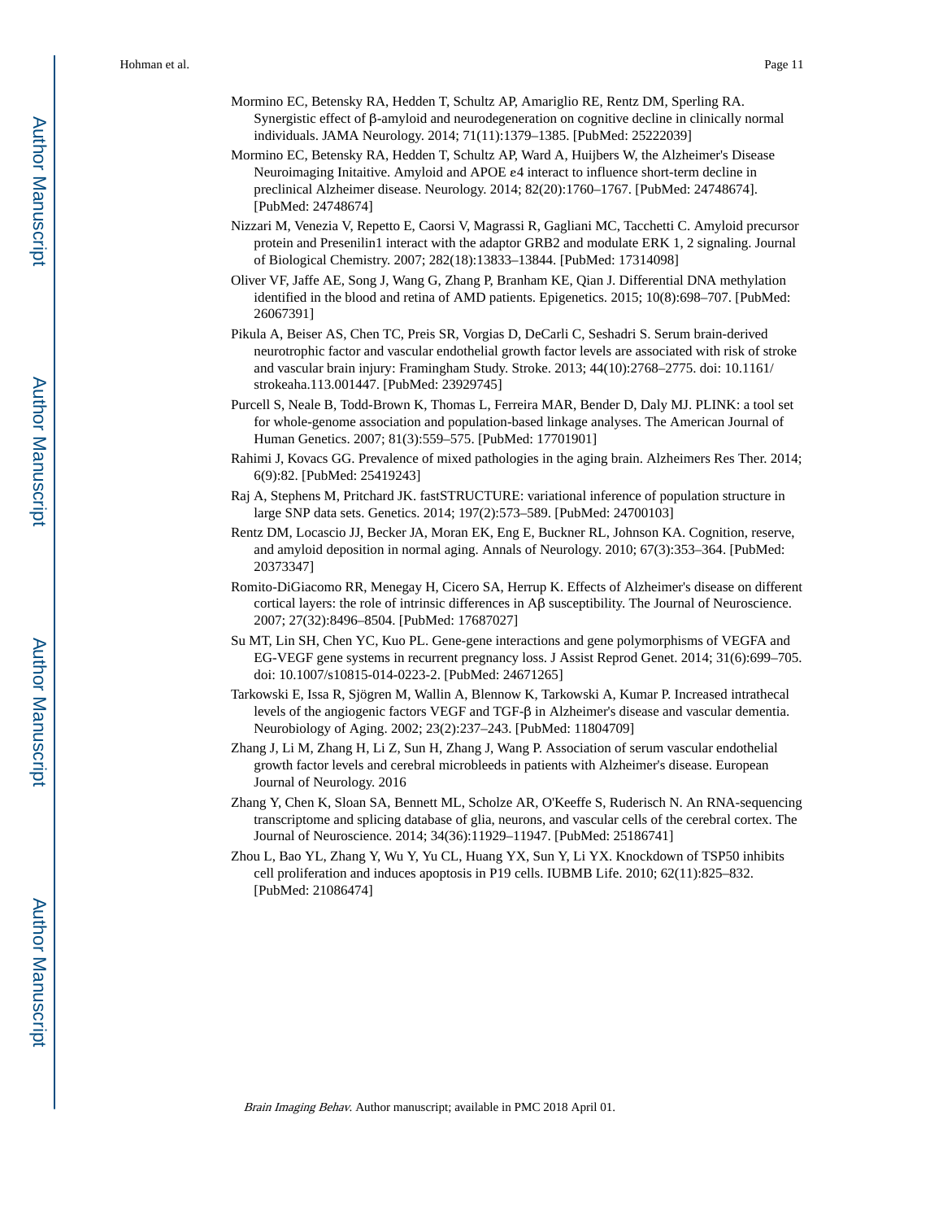Mormino EC, Betensky RA, Hedden T, Schultz AP, Amariglio RE, Rentz DM, Sperling RA. Synergistic effect of β-amyloid and neurodegeneration on cognitive decline in clinically normal individuals. JAMA Neurology. 2014; 71(11):1379–1385. [PubMed: 25222039]

Mormino EC, Betensky RA, Hedden T, Schultz AP, Ward A, Huijbers W, the Alzheimer's Disease Neuroimaging Initaitive. Amyloid and APOE ε4 interact to influence short-term decline in preclinical Alzheimer disease. Neurology. 2014; 82(20):1760–1767. [PubMed: 24748674]. [PubMed: 24748674]

Nizzari M, Venezia V, Repetto E, Caorsi V, Magrassi R, Gagliani MC, Tacchetti C. Amyloid precursor protein and Presenilin1 interact with the adaptor GRB2 and modulate ERK 1, 2 signaling. Journal of Biological Chemistry. 2007; 282(18):13833–13844. [PubMed: 17314098]

Oliver VF, Jaffe AE, Song J, Wang G, Zhang P, Branham KE, Qian J. Differential DNA methylation identified in the blood and retina of AMD patients. Epigenetics. 2015; 10(8):698–707. [PubMed: 26067391]

Pikula A, Beiser AS, Chen TC, Preis SR, Vorgias D, DeCarli C, Seshadri S. Serum brain-derived neurotrophic factor and vascular endothelial growth factor levels are associated with risk of stroke and vascular brain injury: Framingham Study. Stroke. 2013; 44(10):2768–2775. doi: 10.1161/strokeaha.113.001447. [PubMed: 23929745]

Purcell S, Neale B, Todd-Brown K, Thomas L, Ferreira MAR, Bender D, Daly MJ. PLINK: a tool set for whole-genome association and population-based linkage analyses. The American Journal of Human Genetics. 2007; 81(3):559–575. [PubMed: 17701901]

Rahimi J, Kovacs GG. Prevalence of mixed pathologies in the aging brain. Alzheimers Res Ther. 2014; 6(9):82. [PubMed: 25419243]

Raj A, Stephens M, Pritchard JK. fastSTRUCTURE: variational inference of population structure in large SNP data sets. Genetics. 2014; 197(2):573–589. [PubMed: 24700103]

Rentz DM, Locascio JJ, Becker JA, Moran EK, Eng E, Buckner RL, Johnson KA. Cognition, reserve, and amyloid deposition in normal aging. Annals of Neurology. 2010; 67(3):353–364. [PubMed: 20373347]

Romito-DiGiacomo RR, Menegay H, Cicero SA, Herrup K. Effects of Alzheimer's disease on different cortical layers: the role of intrinsic differences in Aβ susceptibility. The Journal of Neuroscience. 2007; 27(32):8496–8504. [PubMed: 17687027]

Su MT, Lin SH, Chen YC, Kuo PL. Gene-gene interactions and gene polymorphisms of VEGFA and EG-VEGF gene systems in recurrent pregnancy loss. J Assist Reprod Genet. 2014; 31(6):699–705. doi: 10.1007/s10815-014-0223-2. [PubMed: 24671265]

Tarkowski E, Issa R, Sjögren M, Wallin A, Blennow K, Tarkowski A, Kumar P. Increased intrathecal levels of the angiogenic factors VEGF and TGF-β in Alzheimer's disease and vascular dementia. Neurobiology of Aging. 2002; 23(2):237–243. [PubMed: 11804709]

Zhang J, Li M, Zhang H, Li Z, Sun H, Zhang J, Wang P. Association of serum vascular endothelial growth factor levels and cerebral microbleeds in patients with Alzheimer's disease. European Journal of Neurology. 2016

Zhang Y, Chen K, Sloan SA, Bennett ML, Scholze AR, O'Keeffe S, Ruderisch N. An RNA-sequencing transcriptome and splicing database of glia, neurons, and vascular cells of the cerebral cortex. The Journal of Neuroscience. 2014; 34(36):11929–11947. [PubMed: 25186741]

Zhou L, Bao YL, Zhang Y, Wu Y, Yu CL, Huang YX, Sun Y, Li YX. Knockdown of TSP50 inhibits cell proliferation and induces apoptosis in P19 cells. IUBMB Life. 2010; 62(11):825–832. [PubMed: 21086474]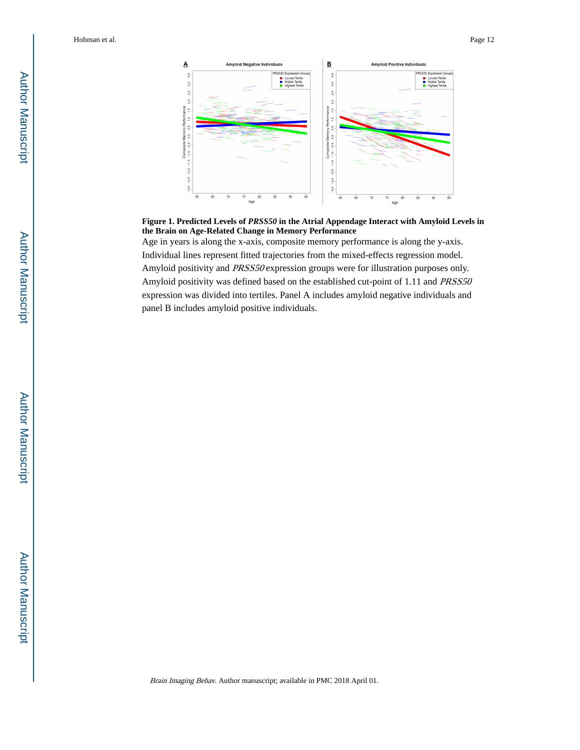**Figure 1. Predicted Levels of *PRSS50* in the Atrial Appendage Interact with Amyloid Levels in the Brain on Age-Related Change in Memory Performance**

Age in years is along the x-axis, composite memory performance is along the y-axis. Individual lines represent fitted trajectories from the mixed-effects regression model. Amyloid positivity and *PRSS50* expression groups were for illustration purposes only. Amyloid positivity was defined based on the established cut-point of 1.11 and *PRSS50* expression was divided into tertiles. Panel A includes amyloid negative individuals and panel B includes amyloid positive individuals.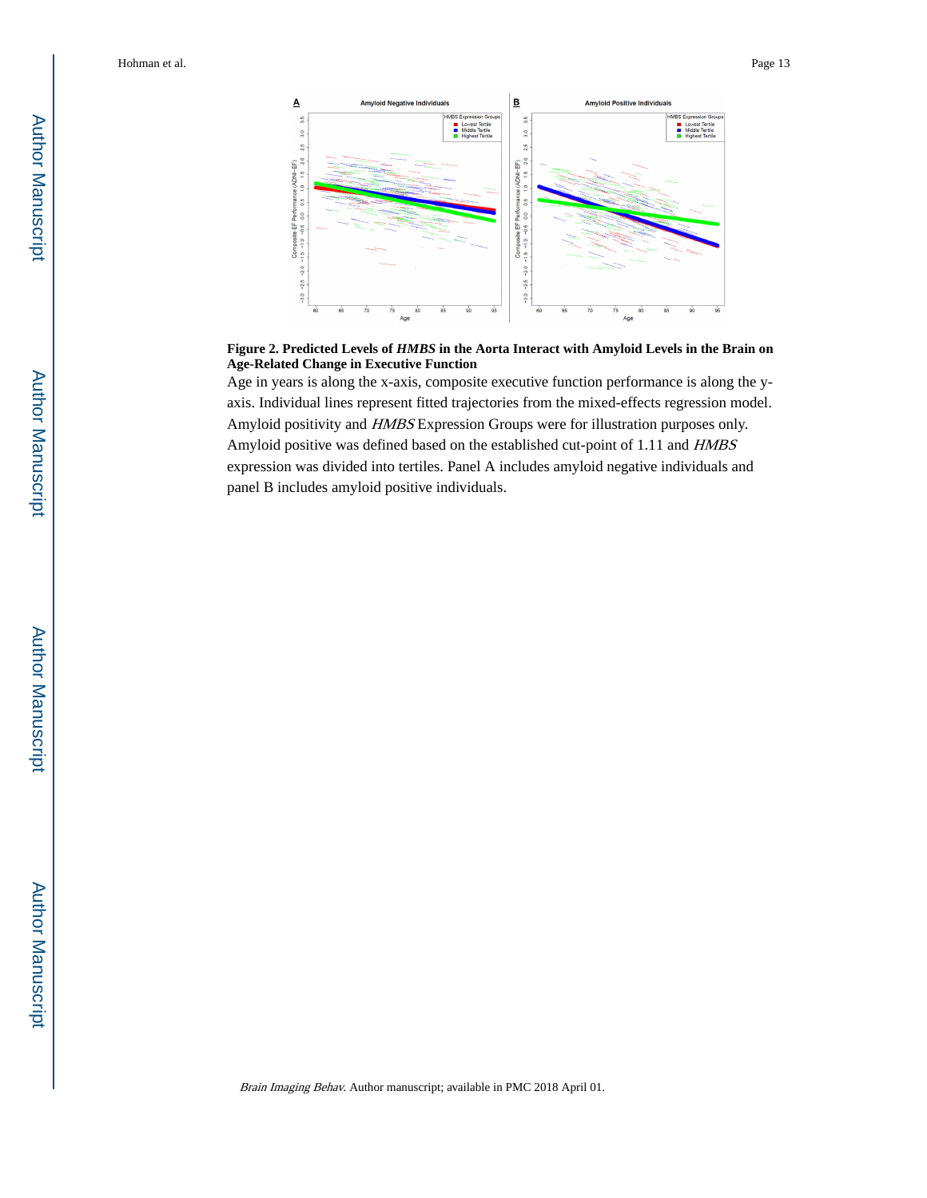**Figure 2. Predicted Levels of *HMBS* in the Aorta Interact with Amyloid Levels in the Brain on Age-Related Change in Executive Function**

Age in years is along the x-axis, composite executive function performance is along the y-axis. Individual lines represent fitted trajectories from the mixed-effects regression model. Amyloid positivity and *HMBS* Expression Groups were for illustration purposes only. Amyloid positive was defined based on the established cut-point of 1.11 and *HMBS* expression was divided into tertiles. Panel A includes amyloid negative individuals and panel B includes amyloid positive individuals.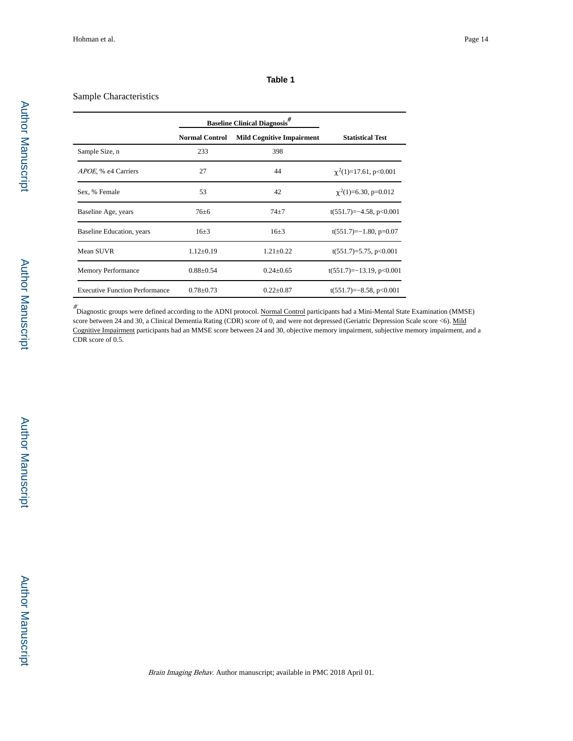**Table 1**

Sample Characteristics

| | Baseline Clinical Diagnosis[#] | | |
|---|---|---|---|
| | Normal Control | Mild Cognitive Impairment | Statistical Test |
| Sample Size, n | 233 | 398 | |
| *APOE*, % ε4 Carriers | 27 | 44 | $\chi^2(1)$=17.61, p<0.001 |
| Sex, % Female | 53 | 42 | $\chi^2(1)$=6.30, p=0.012 |
| Baseline Age, years | 76±6 | 74±7 | t(551.7)=−4.58, p<0.001 |
| Baseline Education, years | 16±3 | 16±3 | t(551.7)=−1.80, p=0.07 |
| Mean SUVR | 1.12±0.19 | 1.21±0.22 | t(551.7)=5.75, p<0.001 |
| Memory Performance | 0.88±0.54 | 0.24±0.65 | t(551.7)=−13.19, p<0.001 |
| Executive Function Performance | 0.78±0.73 | 0.22±0.87 | t(551.7)=−8.58, p<0.001 |

[#] Diagnostic groups were defined according to the ADNI protocol. Normal Control participants had a Mini-Mental State Examination (MMSE) score between 24 and 30, a Clinical Dementia Rating (CDR) score of 0, and were not depressed (Geriatric Depression Scale score <6). Mild Cognitive Impairment participants had an MMSE score between 24 and 30, objective memory impairment, subjective memory impairment, and a CDR score of 0.5.